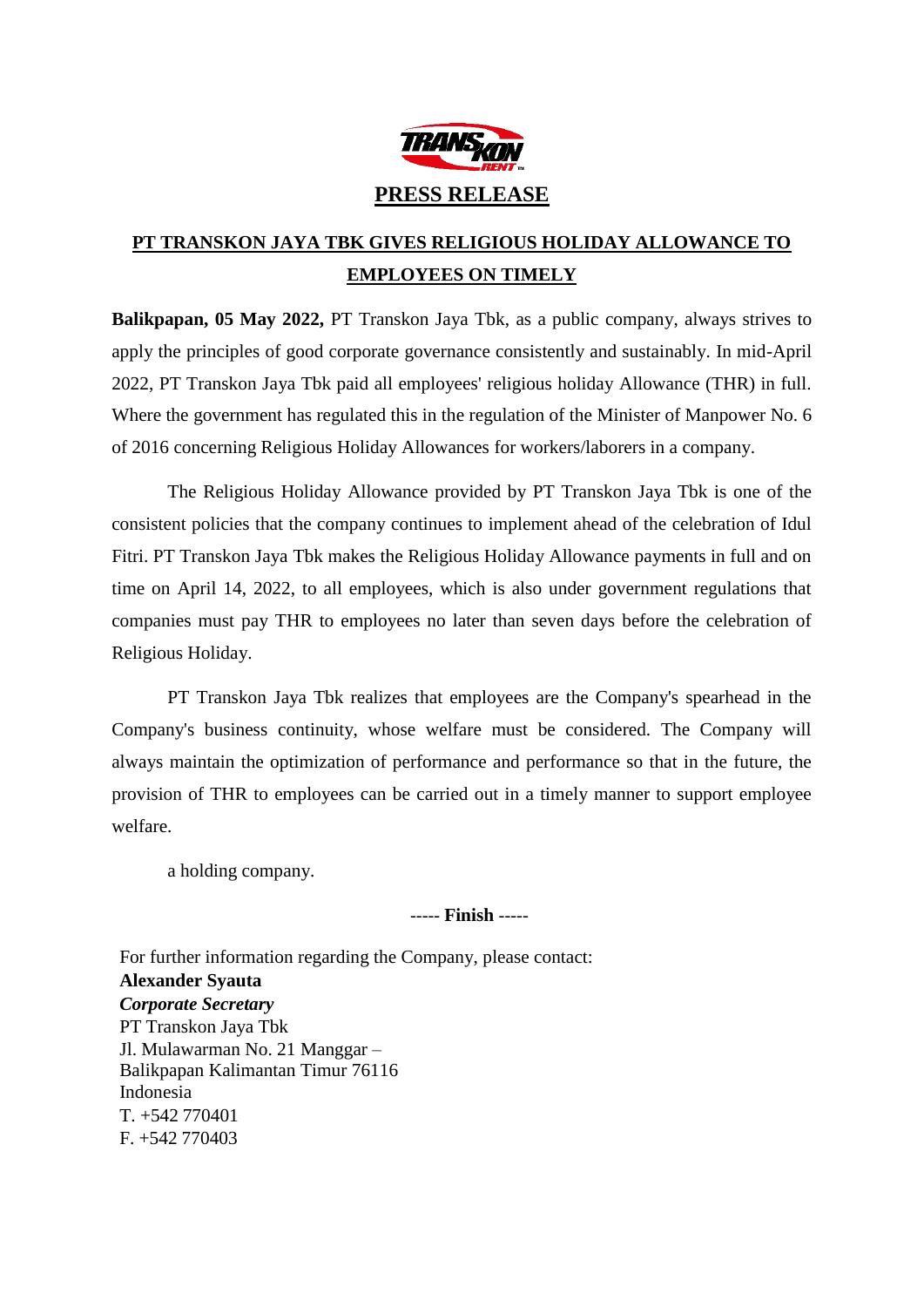# PRESS RELEASE

## PT TRANSKON JAYA TBK GIVES RELIGIOUS HOLIDAY ALLOWANCE TO EMPLOYEES ON TIMELY

**Balikpapan, 05 May 2022,** PT Transkon Jaya Tbk, as a public company, always strives to apply the principles of good corporate governance consistently and sustainably. In mid-April 2022, PT Transkon Jaya Tbk paid all employees' religious holiday Allowance (THR) in full. Where the government has regulated this in the regulation of the Minister of Manpower No. 6 of 2016 concerning Religious Holiday Allowances for workers/laborers in a company.

The Religious Holiday Allowance provided by PT Transkon Jaya Tbk is one of the consistent policies that the company continues to implement ahead of the celebration of Idul Fitri. PT Transkon Jaya Tbk makes the Religious Holiday Allowance payments in full and on time on April 14, 2022, to all employees, which is also under government regulations that companies must pay THR to employees no later than seven days before the celebration of Religious Holiday.

PT Transkon Jaya Tbk realizes that employees are the Company's spearhead in the Company's business continuity, whose welfare must be considered. The Company will always maintain the optimization of performance and performance so that in the future, the provision of THR to employees can be carried out in a timely manner to support employee welfare.

a holding company.

----- **Finish** -----

For further information regarding the Company, please contact:
**Alexander Syauta**
***Corporate Secretary***
PT Transkon Jaya Tbk
Jl. Mulawarman No. 21 Manggar –
Balikpapan Kalimantan Timur 76116
Indonesia
T. +542 770401
F. +542 770403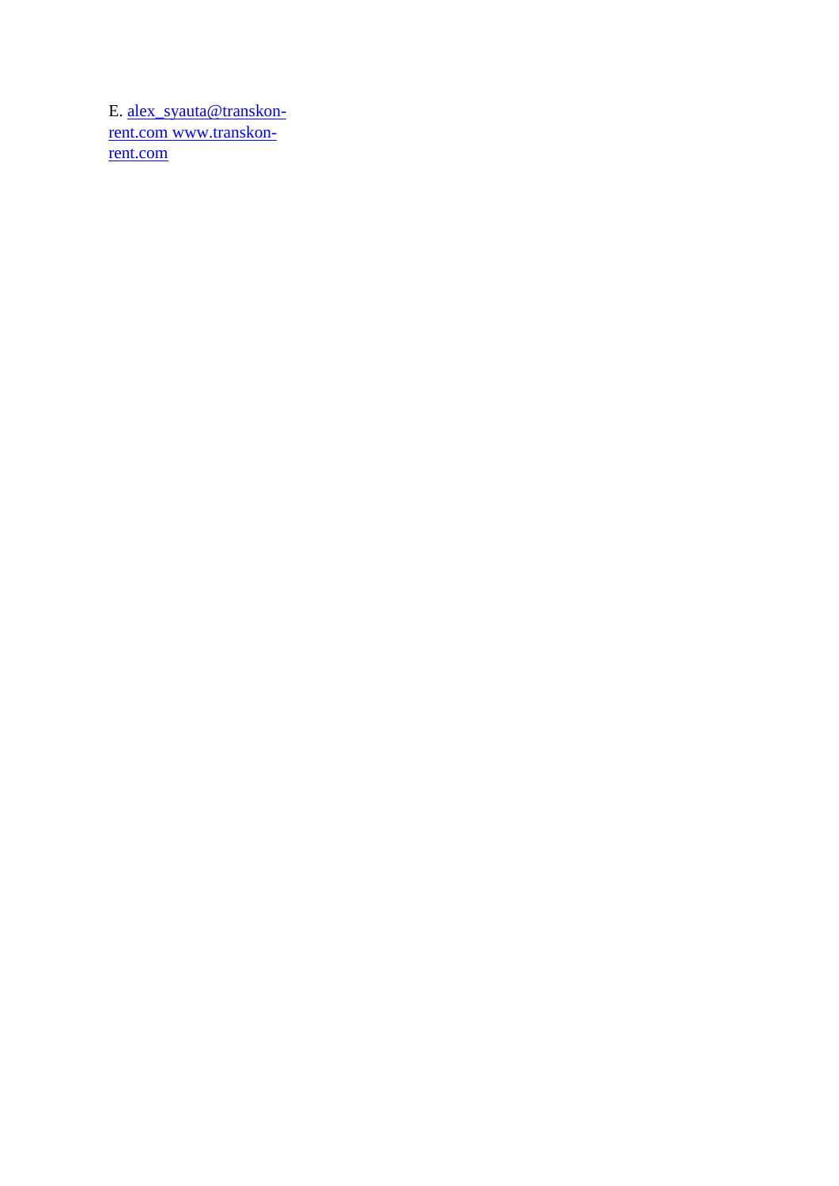E. alex_syauta@transkon-rent.com www.transkon-rent.com